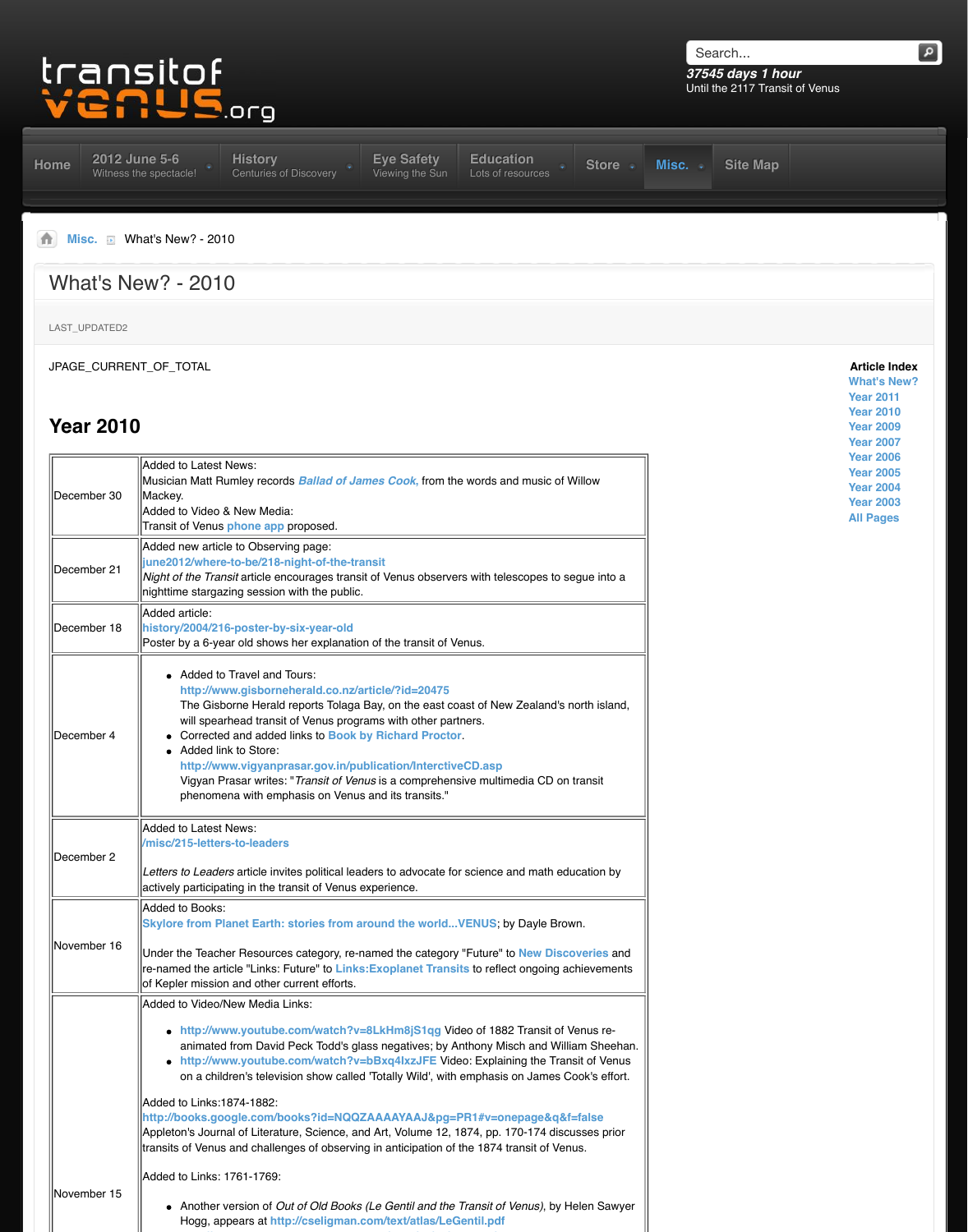transitof venus.org

Search...

*37545 days 1 hour*
Until the 2117 Transit of Venus

Home | 2012 June 5-6 Witness the spectacle! | History Centuries of Discovery | Eye Safety Viewing the Sun | Education Lots of resources | Store | Misc. | Site Map

Misc. » What's New? - 2010

# What's New? - 2010

LAST_UPDATED2

JPAGE_CURRENT_OF_TOTAL

**Article Index**
What's New?
Year 2011
Year 2010
Year 2009
Year 2007
Year 2006
Year 2005
Year 2004
Year 2003
All Pages

## Year 2010

| | |
|---|---|
| December 30 | Added to Latest News:<br>Musician Matt Rumley records *Ballad of James Cook*, from the words and music of Willow Mackey.<br>Added to Video & New Media:<br>Transit of Venus phone app proposed. |
| December 21 | Added new article to Observing page:<br>june2012/where-to-be/218-night-of-the-transit<br>*Night of the Transit* article encourages transit of Venus observers with telescopes to segue into a nighttime stargazing session with the public. |
| December 18 | Added article:<br>history/2004/216-poster-by-six-year-old<br>Poster by a 6-year old shows her explanation of the transit of Venus. |
| December 4 | • Added to Travel and Tours:<br>http://www.gisborneherald.co.nz/article/?id=20475<br>The Gisborne Herald reports Tolaga Bay, on the east coast of New Zealand's north island, will spearhead transit of Venus programs with other partners.<br>• Corrected and added links to Book by Richard Proctor.<br>• Added link to Store:<br>http://www.vigyanprasar.gov.in/publication/InterctiveCD.asp<br>Vigyan Prasar writes: "*Transit of Venus* is a comprehensive multimedia CD on transit phenomena with emphasis on Venus and its transits." |
| December 2 | Added to Latest News:<br>/misc/215-letters-to-leaders<br><br>*Letters to Leaders* article invites political leaders to advocate for science and math education by actively participating in the transit of Venus experience. |
| November 16 | Added to Books:<br>Skylore from Planet Earth: stories from around the world...VENUS; by Dayle Brown.<br><br>Under the Teacher Resources category, re-named the category "Future" to New Discoveries and re-named the article "Links: Future" to Links:Exoplanet Transits to reflect ongoing achievements of Kepler mission and other current efforts. |
| November 15 | Added to Video/New Media Links:<br>• http://www.youtube.com/watch?v=8LkHm8jS1qg Video of 1882 Transit of Venus re-animated from David Peck Todd's glass negatives; by Anthony Misch and William Sheehan.<br>• http://www.youtube.com/watch?v=bBxq4lxzJFE Video: Explaining the Transit of Venus on a children's television show called 'Totally Wild', with emphasis on James Cook's effort.<br><br>Added to Links:1874-1882:<br>http://books.google.com/books?id=NQQZAAAAYAAJ&pg=PR1#v=onepage&q&f=false<br>Appleton's Journal of Literature, Science, and Art, Volume 12, 1874, pp. 170-174 discusses prior transits of Venus and challenges of observing in anticipation of the 1874 transit of Venus.<br><br>Added to Links: 1761-1769:<br><br>• Another version of *Out of Old Books (Le Gentil and the Transit of Venus)*, by Helen Sawyer Hogg, appears at http://cseligman.com/text/atlas/LeGentil.pdf |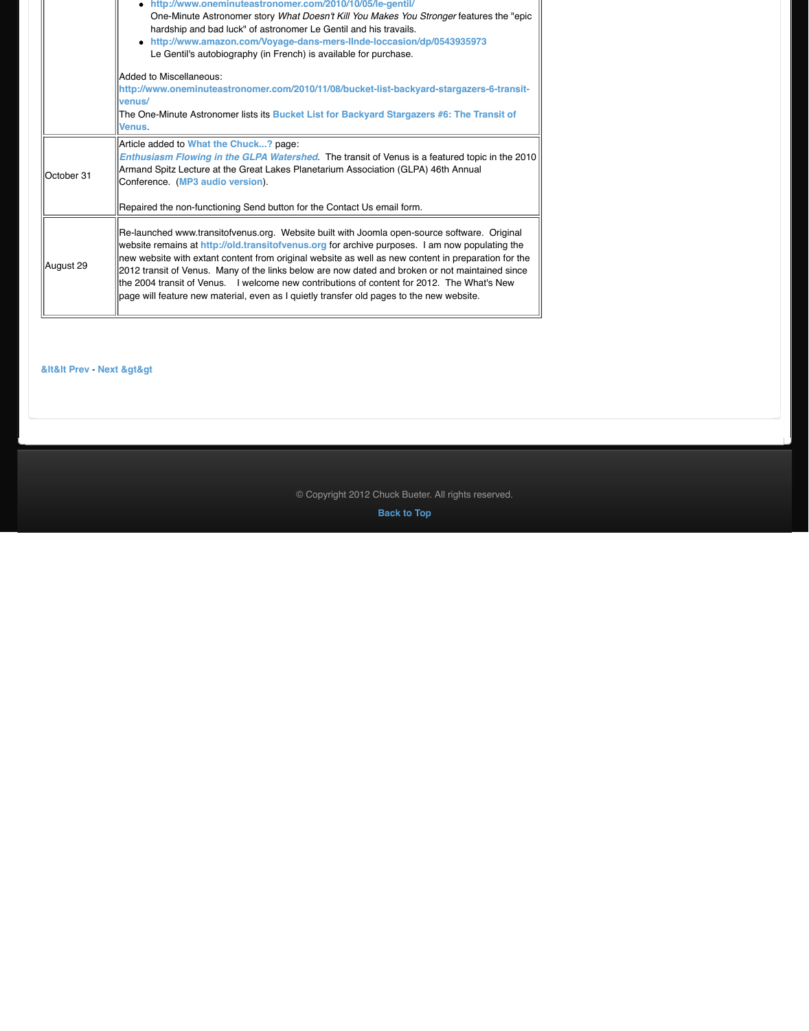| | |
|---|---|
| | - http://www.oneminuteastronomer.com/2010/10/05/le-gentil/ One-Minute Astronomer story *What Doesn't Kill You Makes You Stronger* features the "epic hardship and bad luck" of astronomer Le Gentil and his travails.<br>- http://www.amazon.com/Voyage-dans-mers-lInde-loccasion/dp/0543935973 Le Gentil's autobiography (in French) is available for purchase.<br><br>Added to Miscellaneous:<br>http://www.oneminuteastronomer.com/2010/11/08/bucket-list-backyard-stargazers-6-transit-venus/<br>The One-Minute Astronomer lists its **Bucket List for Backyard Stargazers #6: The Transit of Venus**. |
| October 31 | Article added to **What the Chuck...?** page:<br>***Enthusiasm Flowing in the GLPA Watershed***. The transit of Venus is a featured topic in the 2010 Armand Spitz Lecture at the Great Lakes Planetarium Association (GLPA) 46th Annual Conference. (**MP3 audio version**).<br><br>Repaired the non-functioning Send button for the Contact Us email form. |
| August 29 | Re-launched www.transitofvenus.org. Website built with Joomla open-source software. Original website remains at http://old.transitofvenus.org for archive purposes. I am now populating the new website with extant content from original website as well as new content in preparation for the 2012 transit of Venus. Many of the links below are now dated and broken or not maintained since the 2004 transit of Venus. I welcome new contributions of content for 2012. The What's New page will feature new material, even as I quietly transfer old pages to the new website. |

**&lt&lt Prev** - **Next &gt&gt**

© Copyright 2012 Chuck Bueter. All rights reserved.

**Back to Top**